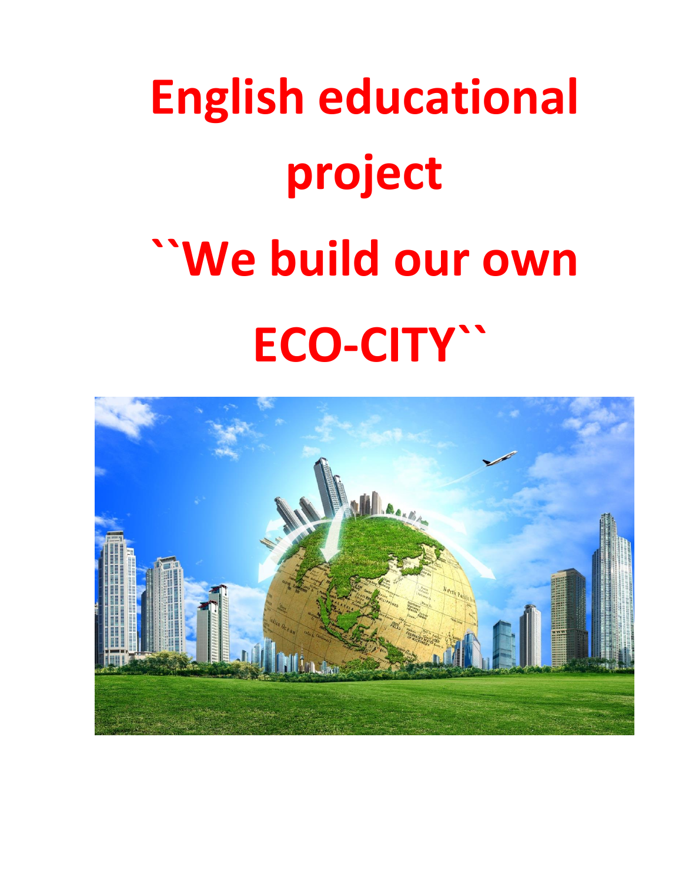# English educational project

# ``We build our own ECO-CITY``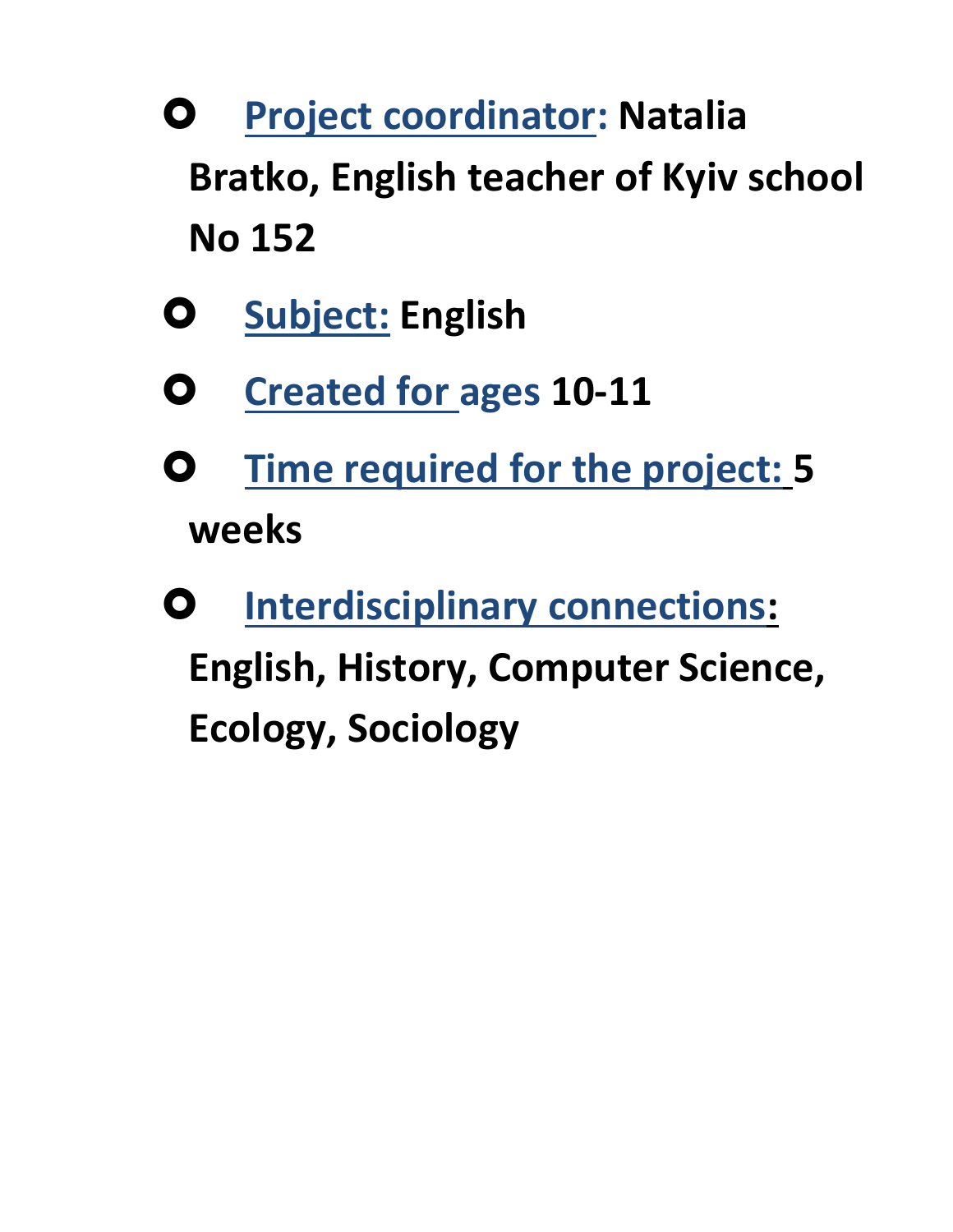- **Project coordinator: Natalia Bratko, English teacher of Kyiv school No 152**
- **Subject: English**
- **Created for ages 10-11**
- **Time required for the project: 5 weeks**
- **Interdisciplinary connections: English, History, Computer Science, Ecology, Sociology**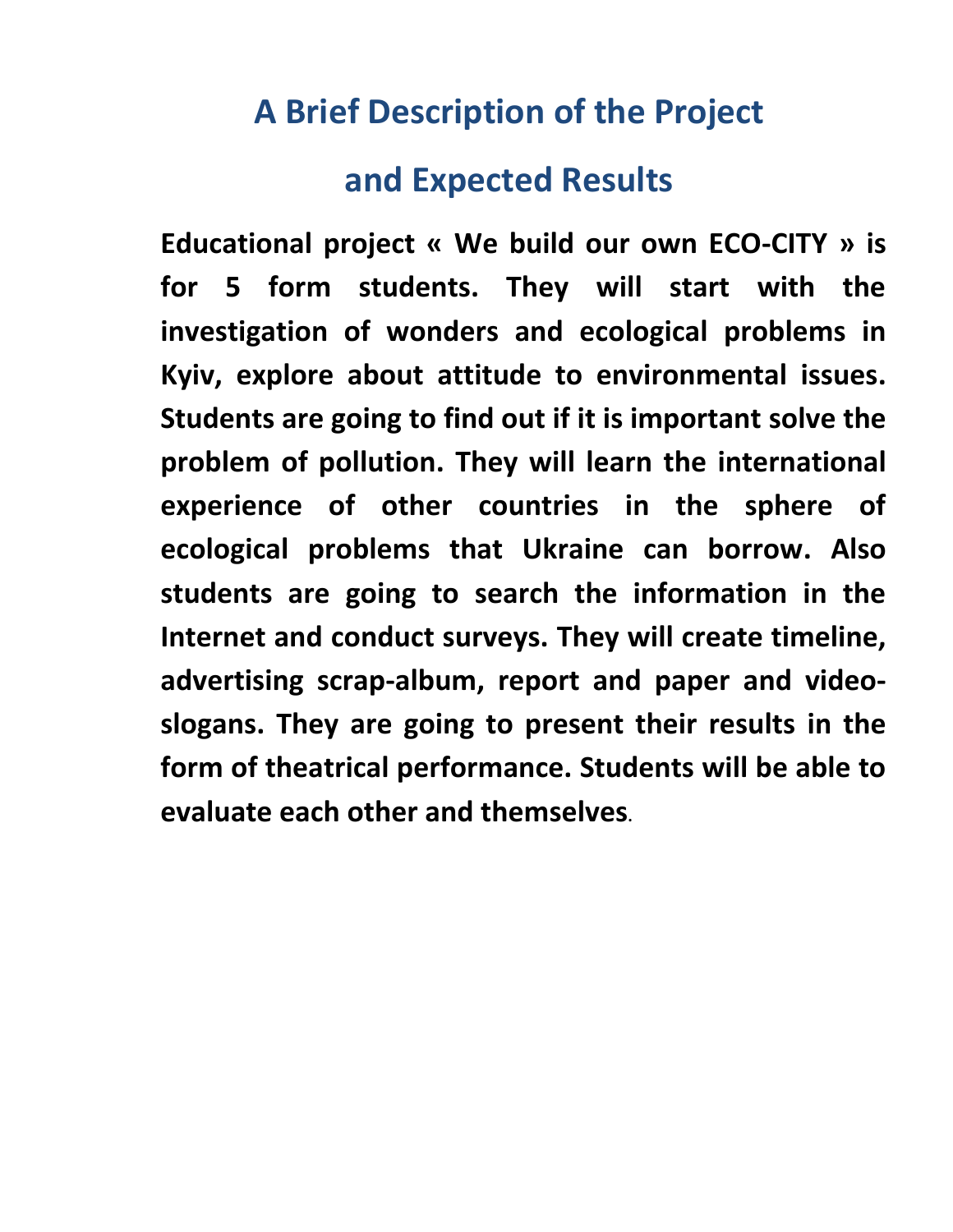# A Brief Description of the Project and Expected Results

**Educational project « We build our own ECO-CITY » is for 5 form students. They will start with the investigation of wonders and ecological problems in Kyiv, explore about attitude to environmental issues. Students are going to find out if it is important solve the problem of pollution. They will learn the international experience of other countries in the sphere of ecological problems that Ukraine can borrow. Also students are going to search the information in the Internet and conduct surveys. They will create timeline, advertising scrap-album, report and paper and video-slogans. They are going to present their results in the form of theatrical performance. Students will be able to evaluate each other and themselves**.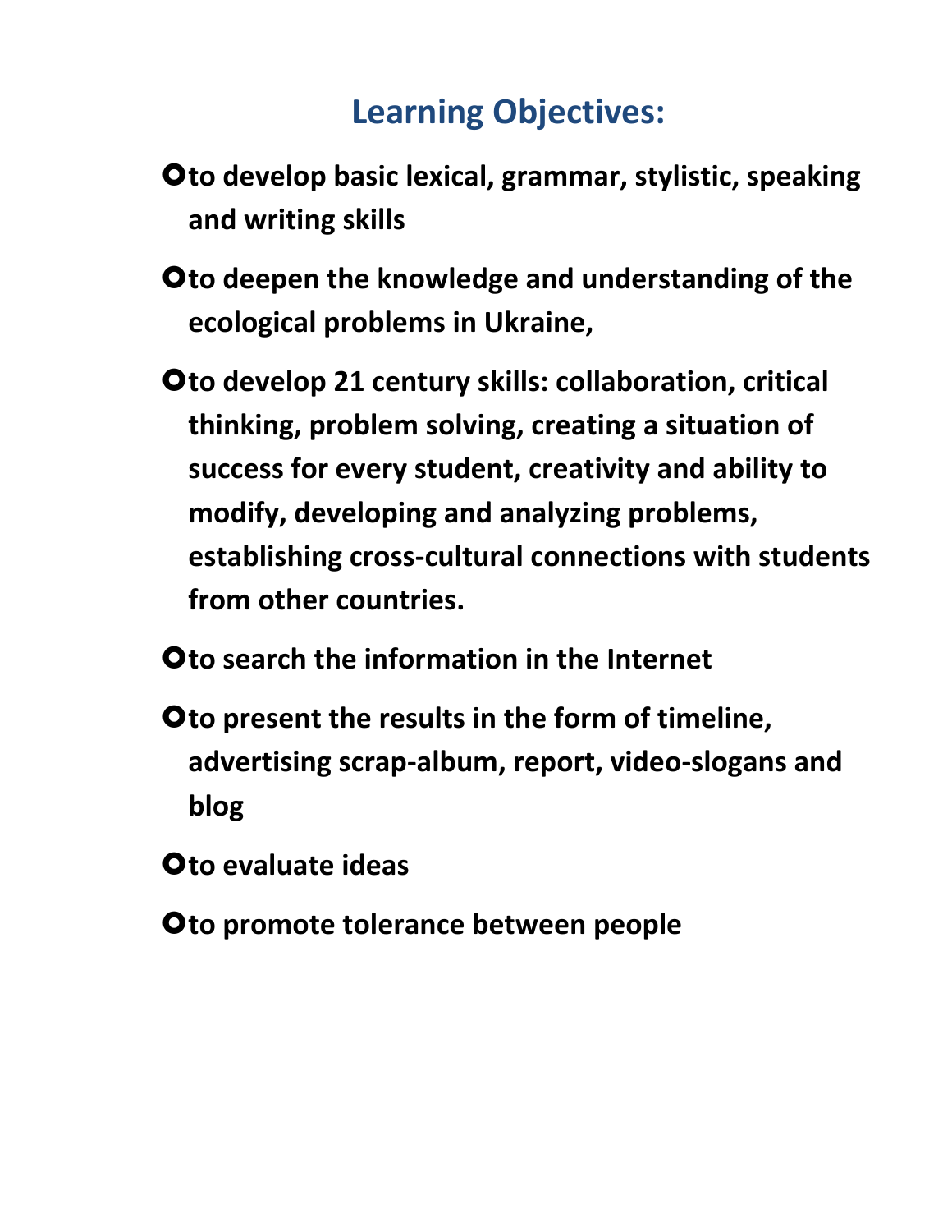## Learning Objectives:

- **to develop basic lexical, grammar, stylistic, speaking and writing skills**
- **to deepen the knowledge and understanding of the ecological problems in Ukraine,**
- **to develop 21 century skills: collaboration, critical thinking, problem solving, creating a situation of success for every student, creativity and ability to modify, developing and analyzing problems, establishing cross-cultural connections with students from other countries.**
- **to search the information in the Internet**
- **to present the results in the form of timeline, advertising scrap-album, report, video-slogans and blog**
- **to evaluate ideas**
- **to promote tolerance between people**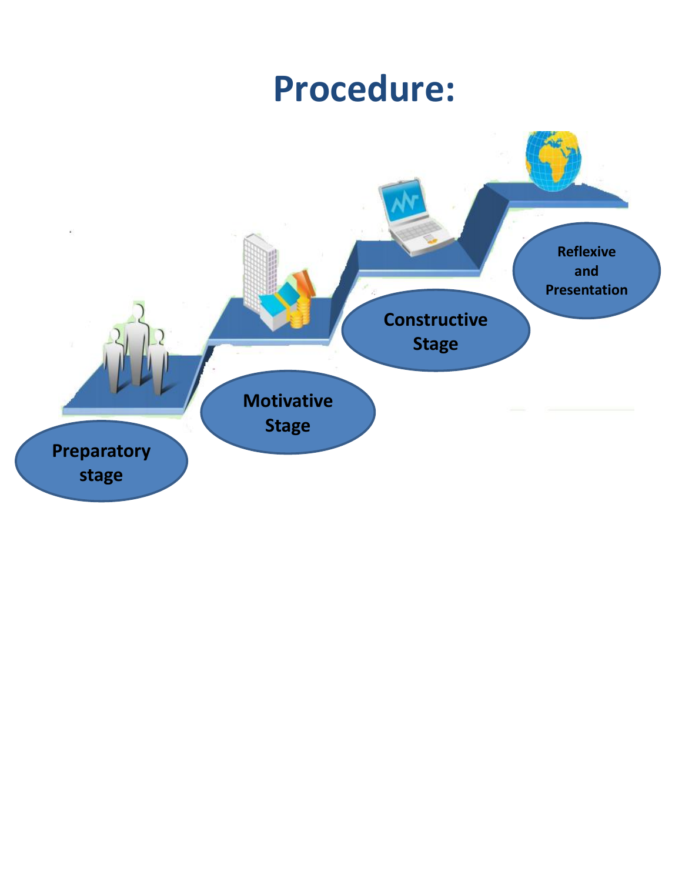# Procedure:

- Preparatory stage
- Motivative Stage
- Constructive Stage
- Reflexive and Presentation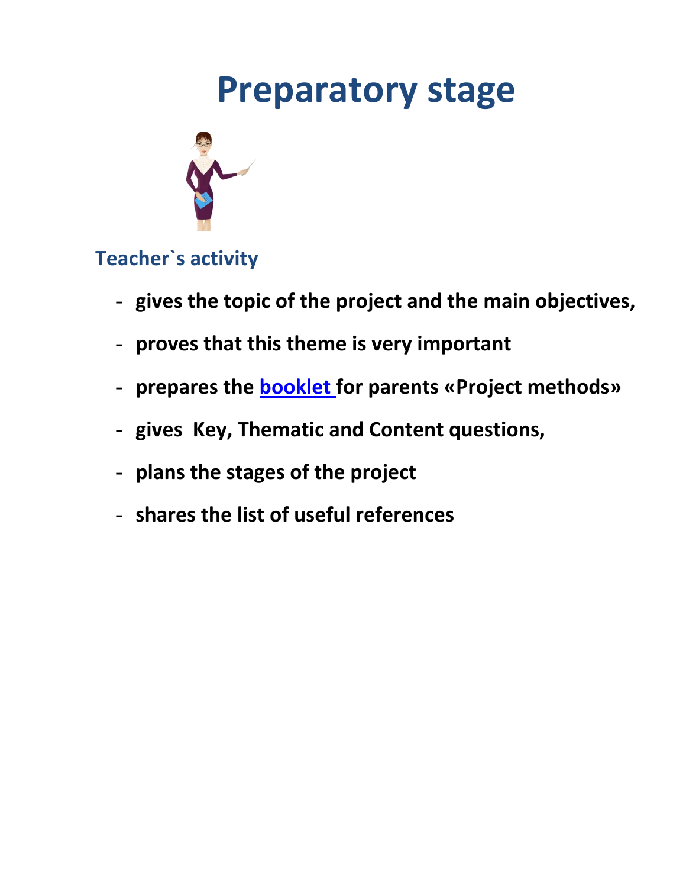# Preparatory stage

## Teacher`s activity

- gives the topic of the project and the main objectives,
- proves that this theme is very important
- prepares the booklet for parents «Project methods»
- gives Key, Thematic and Content questions,
- plans the stages of the project
- shares the list of useful references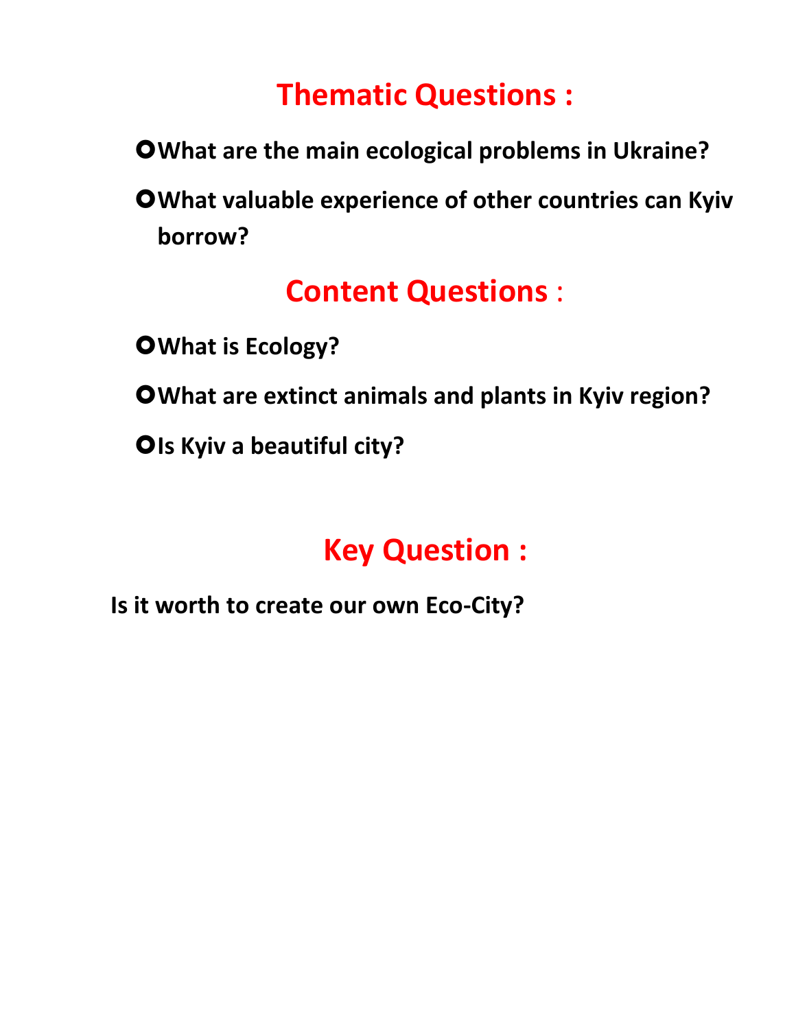## Thematic Questions :

- **What are the main ecological problems in Ukraine?**
- **What valuable experience of other countries can Kyiv borrow?**

## Content Questions :

- **What is Ecology?**
- **What are extinct animals and plants in Kyiv region?**
- **Is Kyiv a beautiful city?**

## Key Question :

**Is it worth to create our own Eco-City?**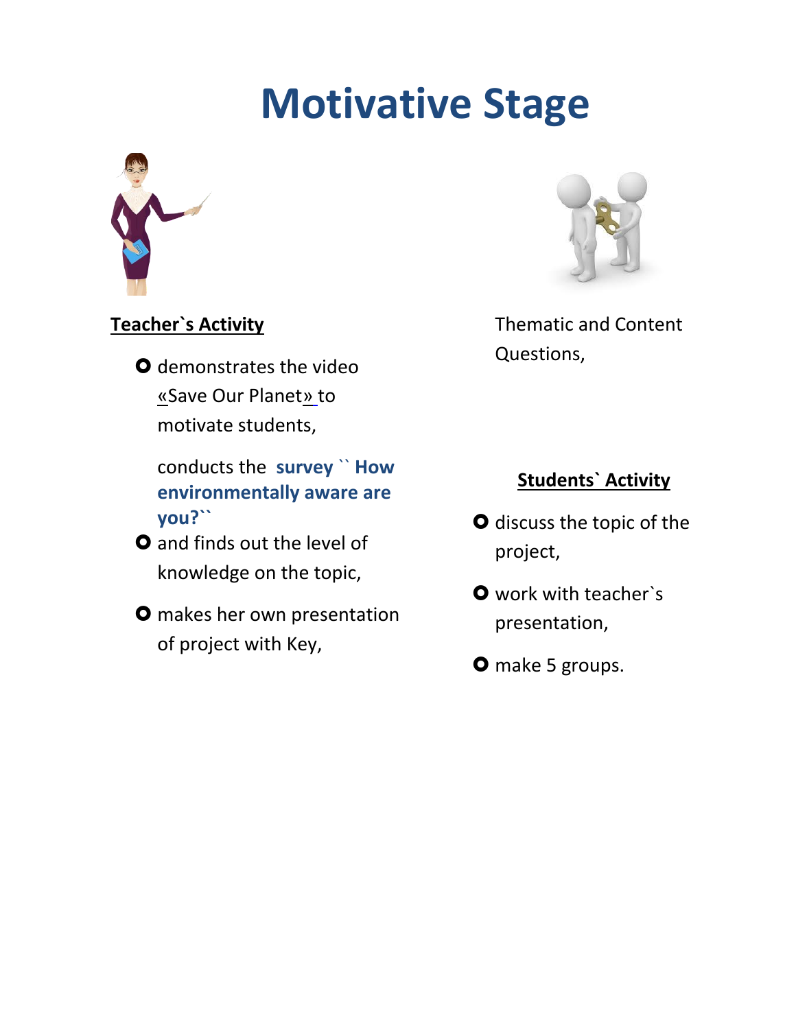# Motivative Stage

**Teacher`s Activity**

- demonstrates the video «Save Our Planet» to motivate students,

  conducts the **survey `` How environmentally aware are you?``**
- and finds out the level of knowledge on the topic,
- makes her own presentation of project with Key,

Thematic and Content Questions,

**Students` Activity**

- discuss the topic of the project,
- work with teacher`s presentation,
- make 5 groups.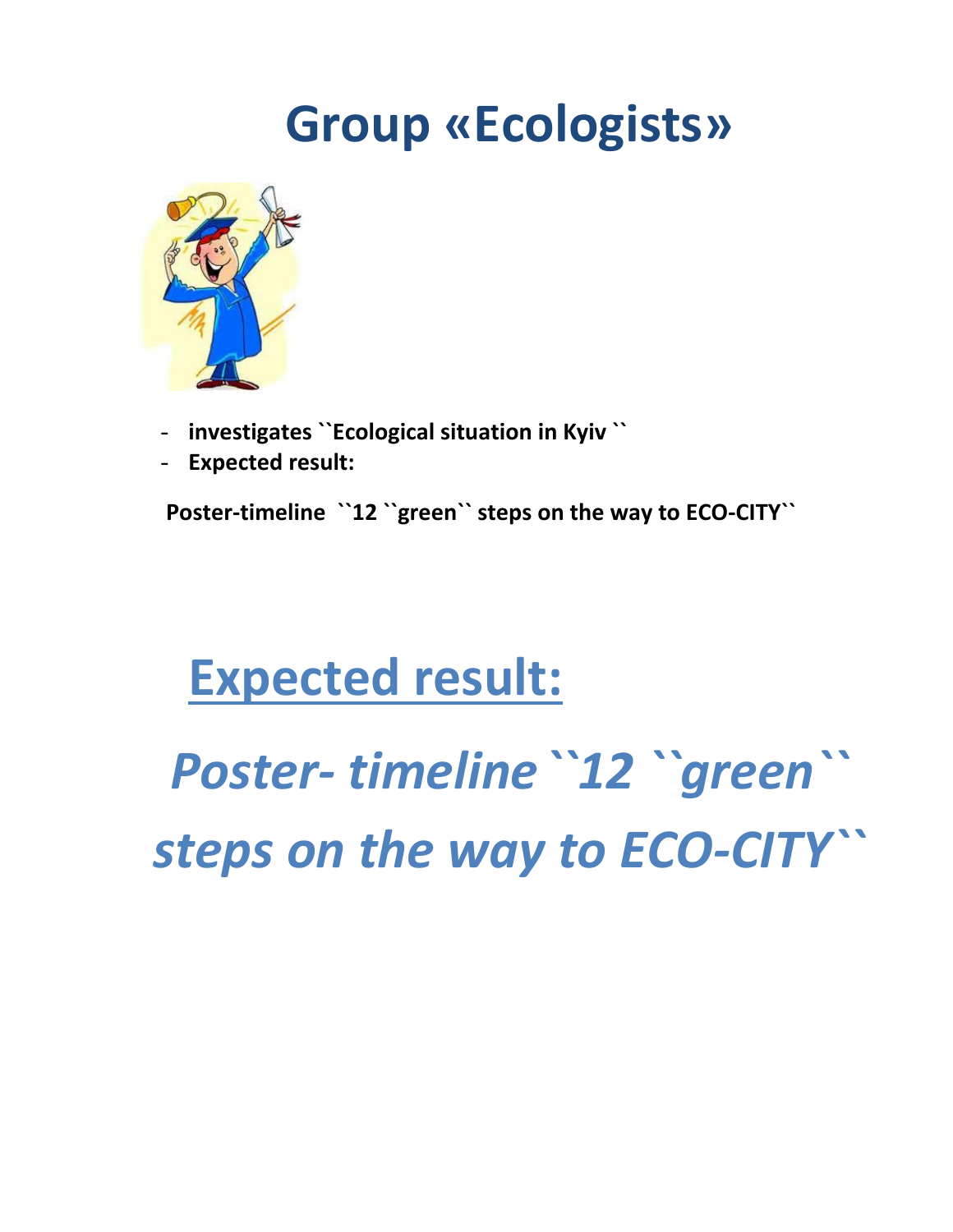# Group «Ecologists»

- **investigates ``Ecological situation in Kyiv ``**
- **Expected result:**

**Poster-timeline ``12 ``green`` steps on the way to ECO-CITY``**

## Expected result:

***Poster- timeline ``12 ``green`` steps on the way to ECO-CITY``***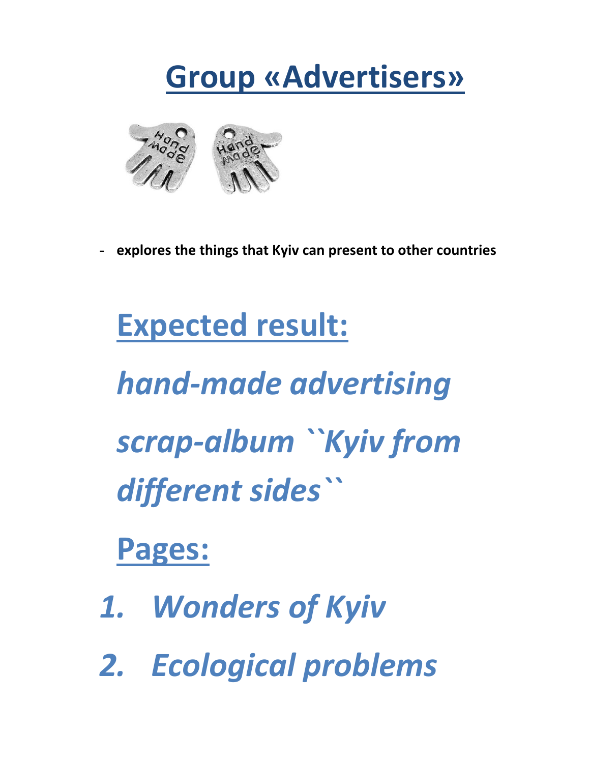# Group «Advertisers»

- **explores the things that Kyiv can present to other countries**

## Expected result:

## *hand-made advertising scrap-album ``Kyiv from different sides``*

## Pages:

1. *Wonders of Kyiv*
2. *Ecological problems*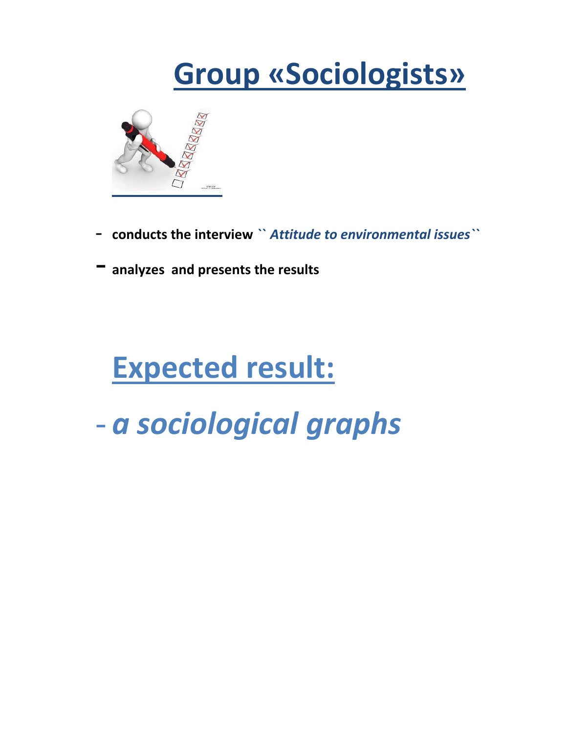# Group «Sociologists»

- **conducts the interview** ``*Attitude to environmental issues*``
- **analyzes and presents the results**

## Expected result:

- *a sociological graphs*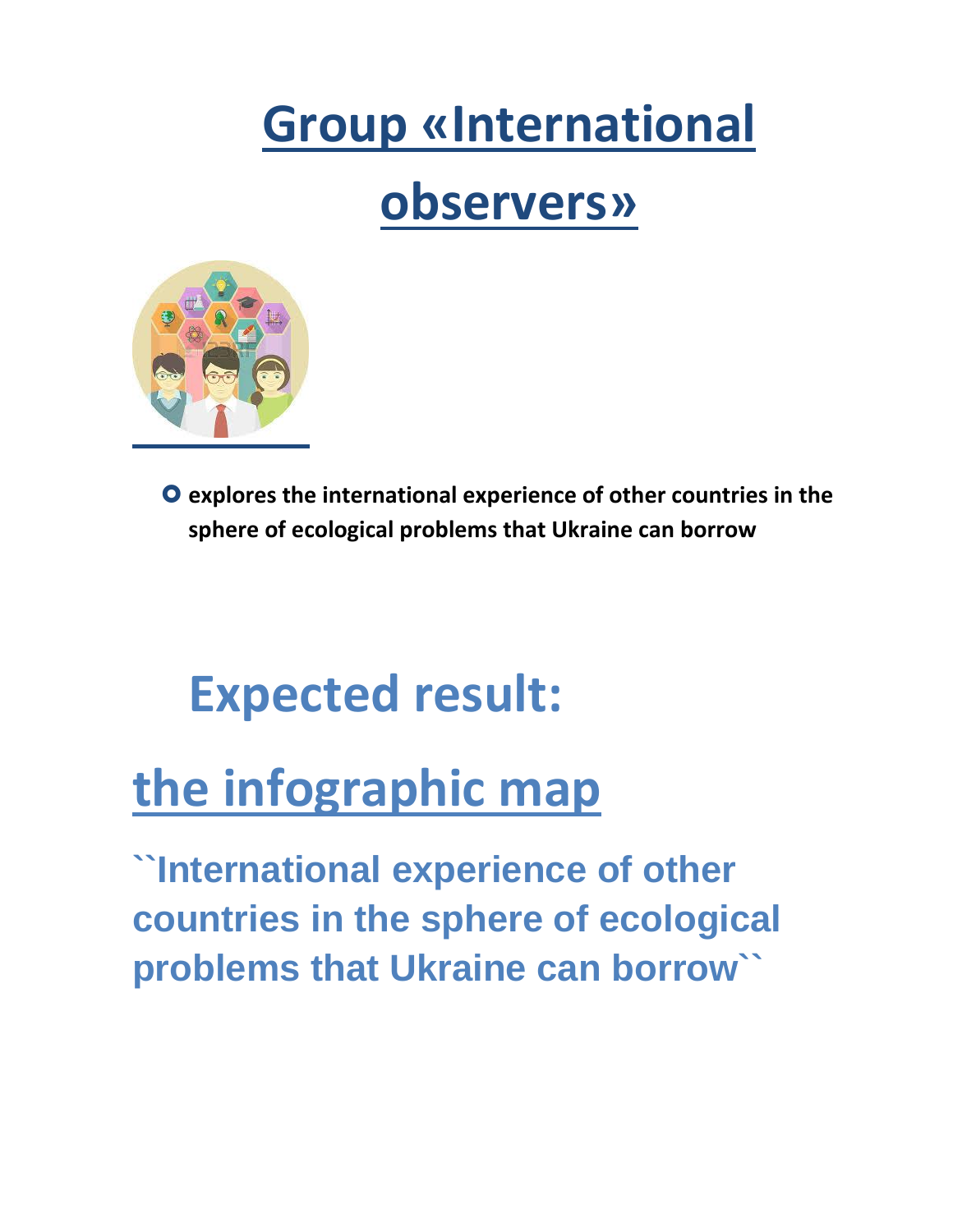# Group «International observers»

- **explores the international experience of other countries in the sphere of ecological problems that Ukraine can borrow**

## Expected result:

## the infographic map

**``International experience of other countries in the sphere of ecological problems that Ukraine can borrow``**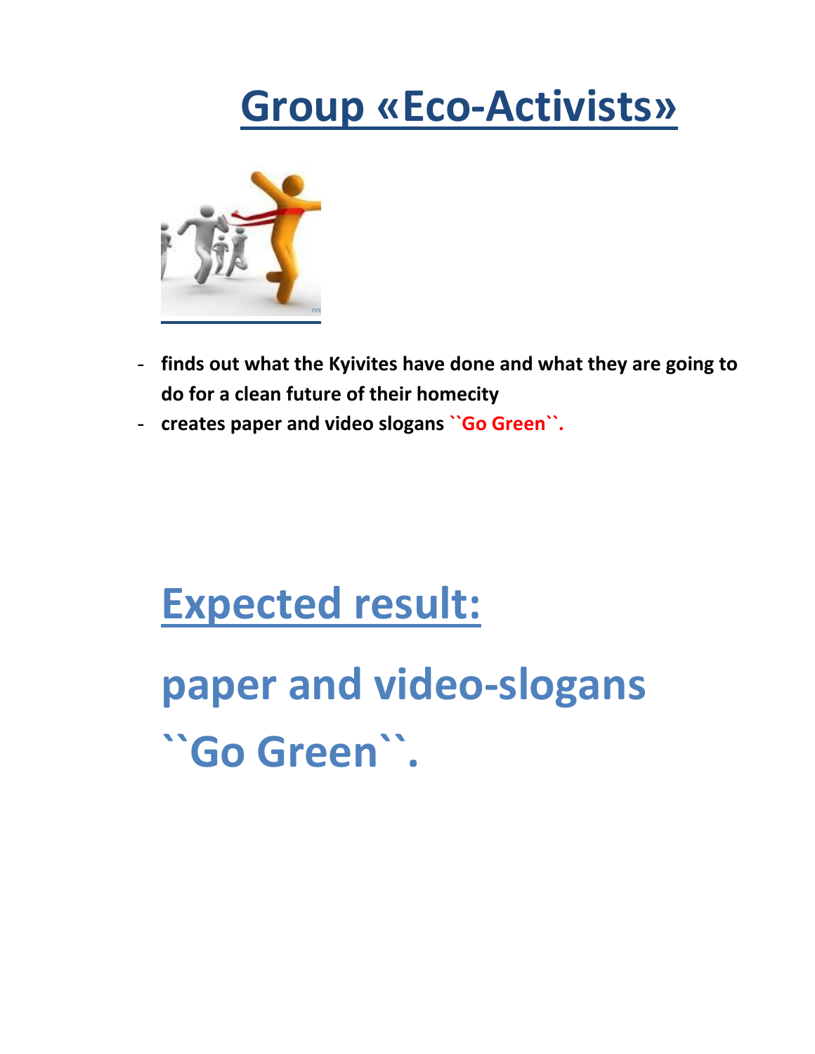# Group «Eco-Activists»

- **finds out what the Kyivites have done and what they are going to do for a clean future of their homecity**
- **creates paper and video slogans ``Go Green``.**

## Expected result:

## paper and video-slogans ``Go Green``.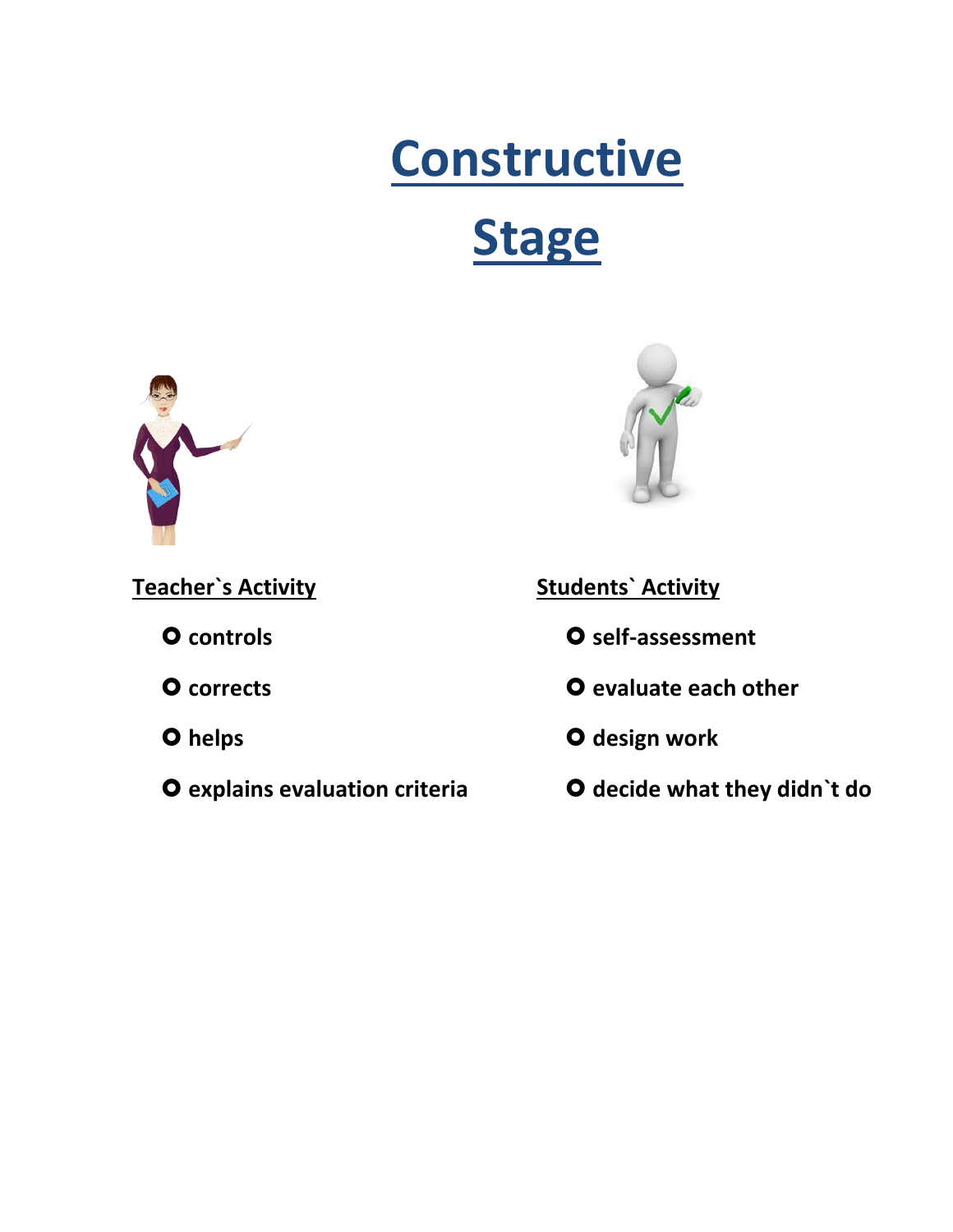# Constructive Stage

**Teacher`s Activity**

- controls
- corrects
- helps
- explains evaluation criteria

**Students` Activity**

- self-assessment
- evaluate each other
- design work
- decide what they didn`t do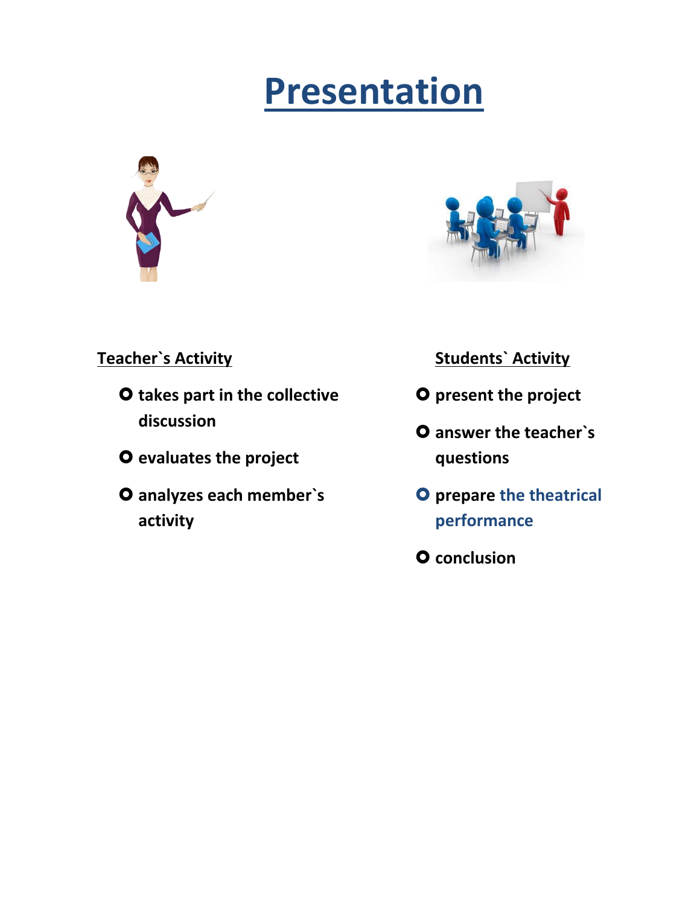# Presentation

**Teacher`s Activity**

- **takes part in the collective discussion**
- **evaluates the project**
- **analyzes each member`s activity**

**Students` Activity**

- **present the project**
- **answer the teacher`s questions**
- **prepare the theatrical performance**
- **conclusion**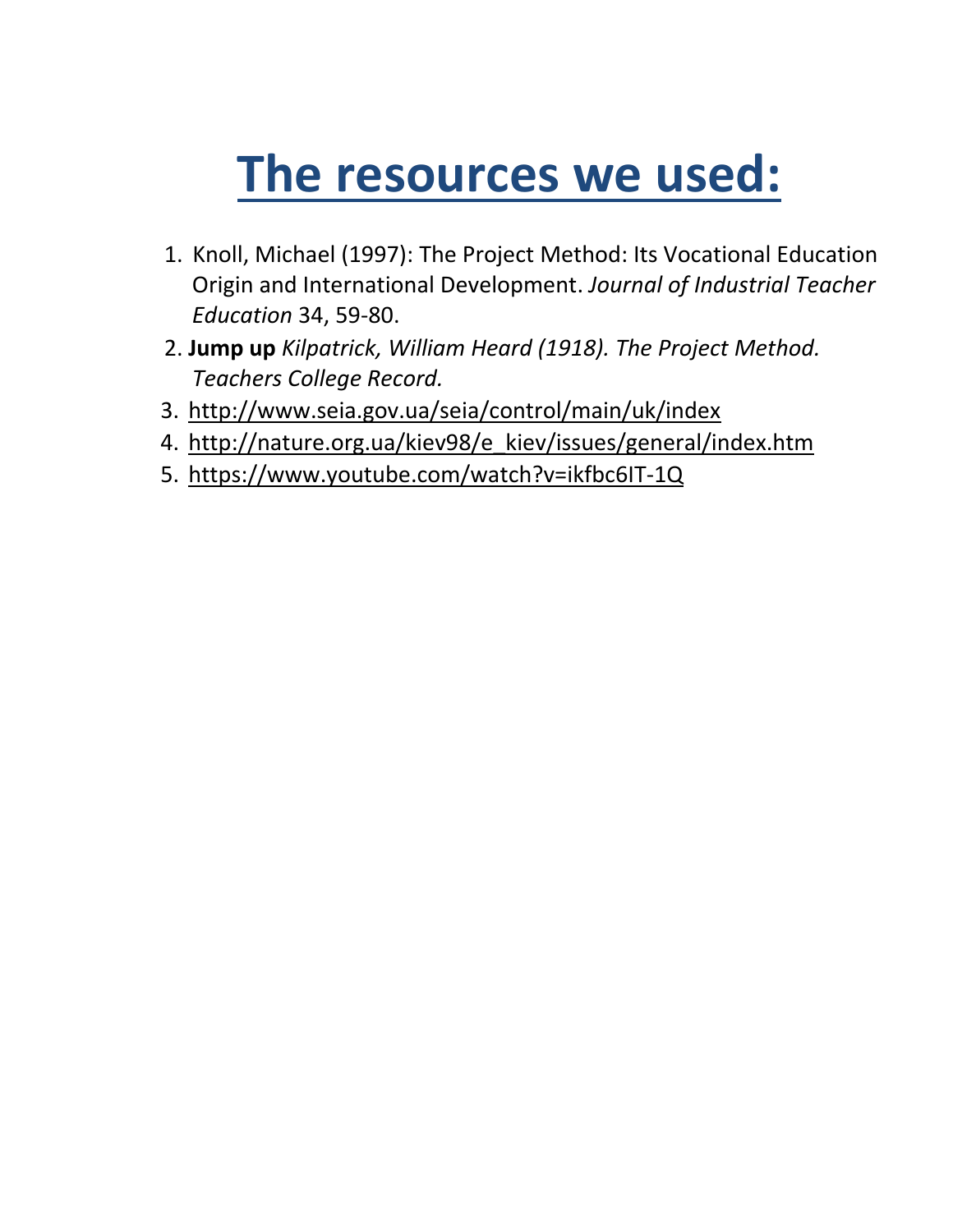# The resources we used:

1. Knoll, Michael (1997): The Project Method: Its Vocational Education Origin and International Development. *Journal of Industrial Teacher Education* 34, 59-80.
2. **Jump up** *Kilpatrick, William Heard (1918). The Project Method. Teachers College Record.*
3. http://www.seia.gov.ua/seia/control/main/uk/index
4. http://nature.org.ua/kiev98/e_kiev/issues/general/index.htm
5. https://www.youtube.com/watch?v=ikfbc6IT-1Q